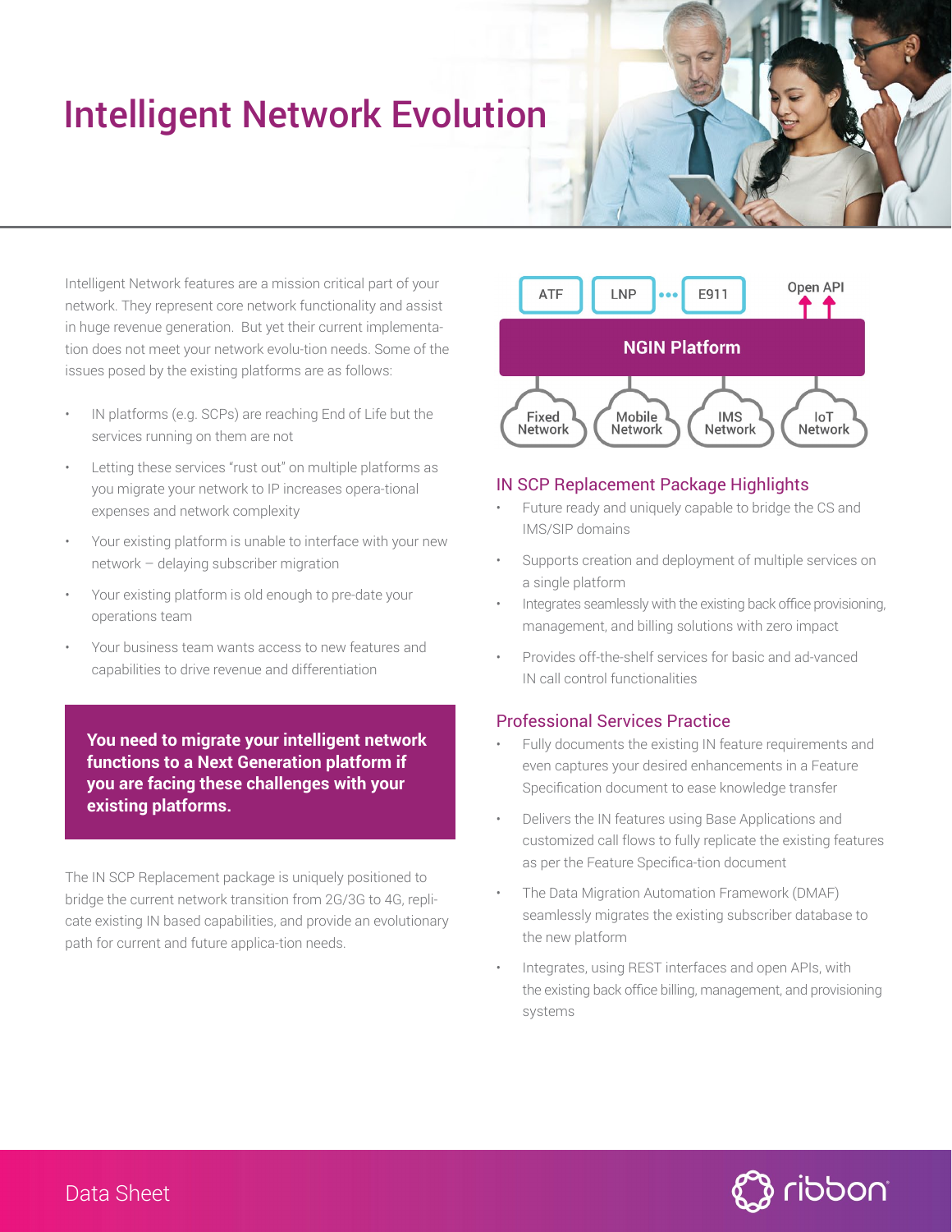# Intelligent Network Evolution

Intelligent Network features are a mission critical part of your network. They represent core network functionality and assist in huge revenue generation. But yet their current implementation does not meet your network evolution needs. Some of the issues posed by the existing platforms are as follows:

- IN platforms (e.g. SCPs) are reaching End of Life but the services running on them are not
- Letting these services "rust out" on multiple platforms as you migrate your network to IP increases operational expenses and network complexity
- Your existing platform is unable to interface with your new network – delaying subscriber migration
- Your existing platform is old enough to pre-date your operations team
- Your business team wants access to new features and capabilities to drive revenue and differentiation

**You need to migrate your intelligent network functions to a Next Generation platform if you are facing these challenges with your existing platforms.**

The IN SCP Replacement package is uniquely positioned to bridge the current network transition from 2G/3G to 4G, replicate existing IN based capabilities, and provide an evolutionary path for current and future application needs.

ATF | LNP | ••• | E911 | Open API

NGIN Platform

Fixed Network | Mobile Network | IMS Network | IoT Network

## IN SCP Replacement Package Highlights

- Future ready and uniquely capable to bridge the CS and IMS/SIP domains
- Supports creation and deployment of multiple services on a single platform
- Integrates seamlessly with the existing back office provisioning, management, and billing solutions with zero impact
- Provides off-the-shelf services for basic and advanced IN call control functionalities

## Professional Services Practice

- Fully documents the existing IN feature requirements and even captures your desired enhancements in a Feature Specification document to ease knowledge transfer
- Delivers the IN features using Base Applications and customized call flows to fully replicate the existing features as per the Feature Specification document
- The Data Migration Automation Framework (DMAF) seamlessly migrates the existing subscriber database to the new platform
- Integrates, using REST interfaces and open APIs, with the existing back office billing, management, and provisioning systems

Data Sheet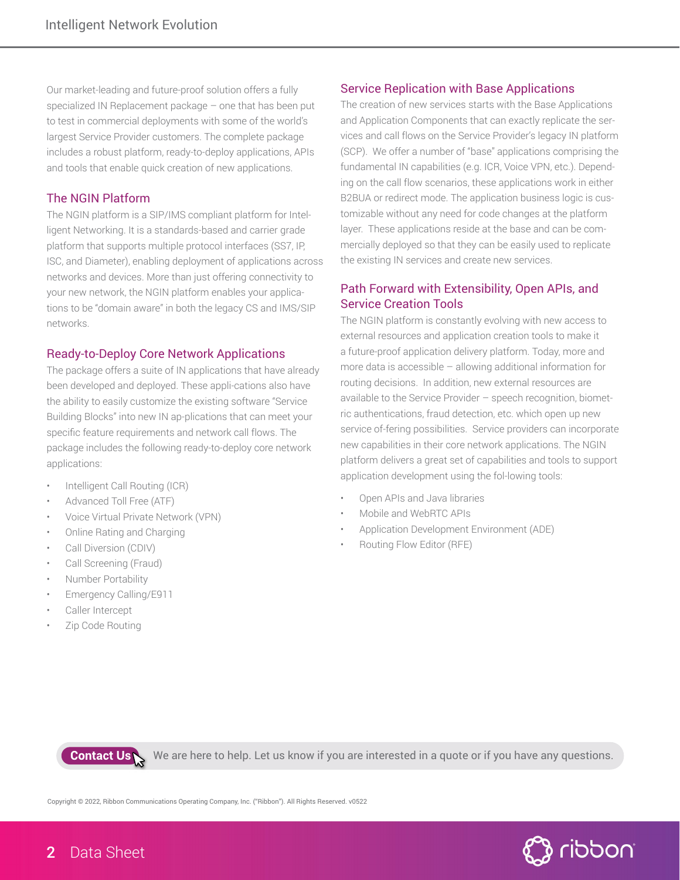Our market-leading and future-proof solution offers a fully specialized IN Replacement package – one that has been put to test in commercial deployments with some of the world's largest Service Provider customers. The complete package includes a robust platform, ready-to-deploy applications, APIs and tools that enable quick creation of new applications.

## The NGIN Platform

The NGIN platform is a SIP/IMS compliant platform for Intelligent Networking. It is a standards-based and carrier grade platform that supports multiple protocol interfaces (SS7, IP, ISC, and Diameter), enabling deployment of applications across networks and devices. More than just offering connectivity to your new network, the NGIN platform enables your applications to be "domain aware" in both the legacy CS and IMS/SIP networks.

## Ready-to-Deploy Core Network Applications

The package offers a suite of IN applications that have already been developed and deployed. These appli-cations also have the ability to easily customize the existing software "Service Building Blocks" into new IN ap-plications that can meet your specific feature requirements and network call flows. The package includes the following ready-to-deploy core network applications:

- Intelligent Call Routing (ICR)
- Advanced Toll Free (ATF)
- Voice Virtual Private Network (VPN)
- Online Rating and Charging
- Call Diversion (CDIV)
- Call Screening (Fraud)
- Number Portability
- Emergency Calling/E911
- Caller Intercept
- Zip Code Routing

## Service Replication with Base Applications

The creation of new services starts with the Base Applications and Application Components that can exactly replicate the services and call flows on the Service Provider's legacy IN platform (SCP). We offer a number of "base" applications comprising the fundamental IN capabilities (e.g. ICR, Voice VPN, etc.). Depending on the call flow scenarios, these applications work in either B2BUA or redirect mode. The application business logic is customizable without any need for code changes at the platform layer. These applications reside at the base and can be commercially deployed so that they can be easily used to replicate the existing IN services and create new services.

## Path Forward with Extensibility, Open APIs, and Service Creation Tools

The NGIN platform is constantly evolving with new access to external resources and application creation tools to make it a future-proof application delivery platform. Today, more and more data is accessible – allowing additional information for routing decisions. In addition, new external resources are available to the Service Provider – speech recognition, biometric authentications, fraud detection, etc. which open up new service of-fering possibilities. Service providers can incorporate new capabilities in their core network applications. The NGIN platform delivers a great set of capabilities and tools to support application development using the fol-lowing tools:

- Open APIs and Java libraries
- Mobile and WebRTC APIs
- Application Development Environment (ADE)
- Routing Flow Editor (RFE)

**Contact Us** We are here to help. Let us know if you are interested in a quote or if you have any questions.

Copyright © 2022, Ribbon Communications Operating Company, Inc. ("Ribbon"). All Rights Reserved. v0522